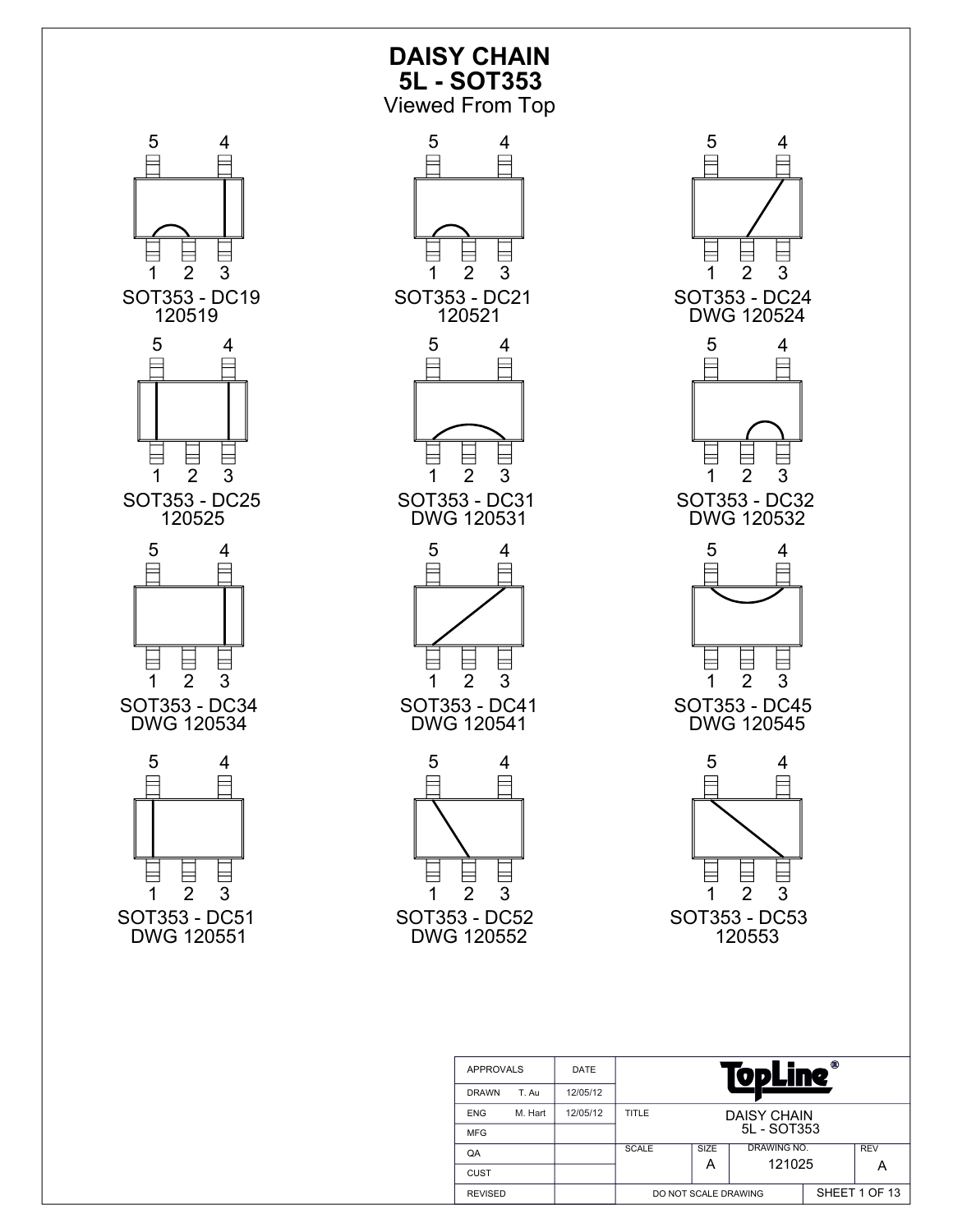# DAISY CHAIN
## 5L - SOT353
Viewed From Top

SOT353 - DC19
120519

SOT353 - DC21
120521

SOT353 - DC24
DWG 120524

SOT353 - DC25
120525

SOT353 - DC31
DWG 120531

SOT353 - DC32
DWG 120532

SOT353 - DC34
DWG 120534

SOT353 - DC41
DWG 120541

SOT353 - DC45
DWG 120545

SOT353 - DC51
DWG 120551

SOT353 - DC52
DWG 120552

SOT353 - DC53
120553

| APPROVALS | | DATE | TopLine® | | | |
|---|---|---|---|---|---|---|
| DRAWN | T. Au | 12/05/12 | | | | |
| ENG | M. Hart | 12/05/12 | TITLE | DAISY CHAIN 5L - SOT353 | | |
| MFG | | | | | | |
| QA | | | SCALE | SIZE A | DRAWING NO. 121025 | REV A |
| CUST | | | | | | |
| REVISED | | | DO NOT SCALE DRAWING | | | SHEET 1 OF 13 |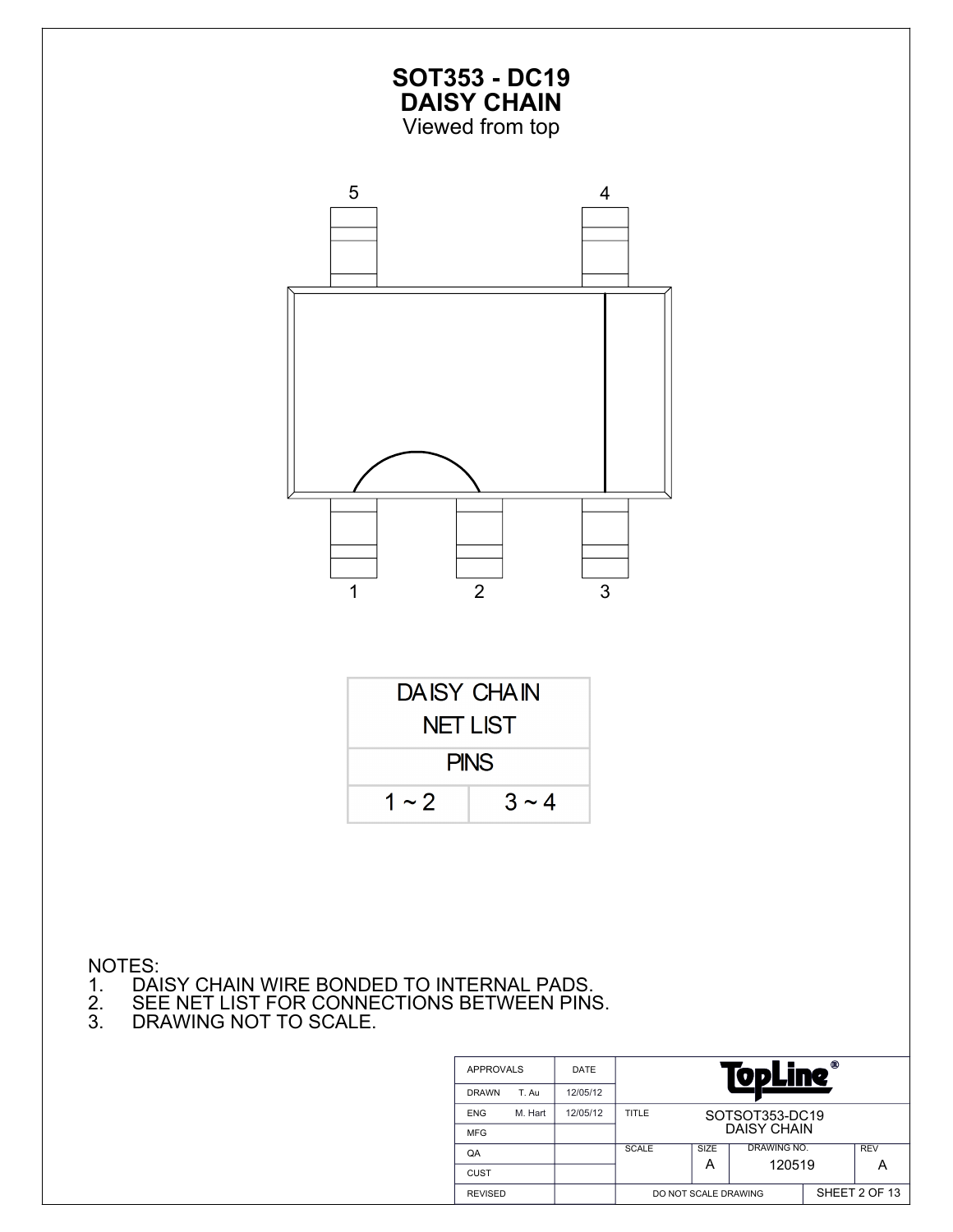# SOT353 - DC19
# DAISY CHAIN
Viewed from top

5 4

1 2 3

| DAISY CHAIN NET LIST | |
|---|---|
| PINS | |
| 1 ~ 2 | 3 ~ 4 |

NOTES:
1. DAISY CHAIN WIRE BONDED TO INTERNAL PADS.
2. SEE NET LIST FOR CONNECTIONS BETWEEN PINS.
3. DRAWING NOT TO SCALE.

| APPROVALS | | DATE | TopLine® | | | |
|---|---|---|---|---|---|---|
| DRAWN | T. Au | 12/05/12 | | | | |
| ENG | M. Hart | 12/05/12 | TITLE | SOTSOT353-DC19 DAISY CHAIN | | |
| MFG | | | | | | |
| QA | | | SCALE | SIZE A | DRAWING NO. 120519 | REV A |
| CUST | | | | | | |
| REVISED | | | DO NOT SCALE DRAWING | | SHEET 2 OF 13 | |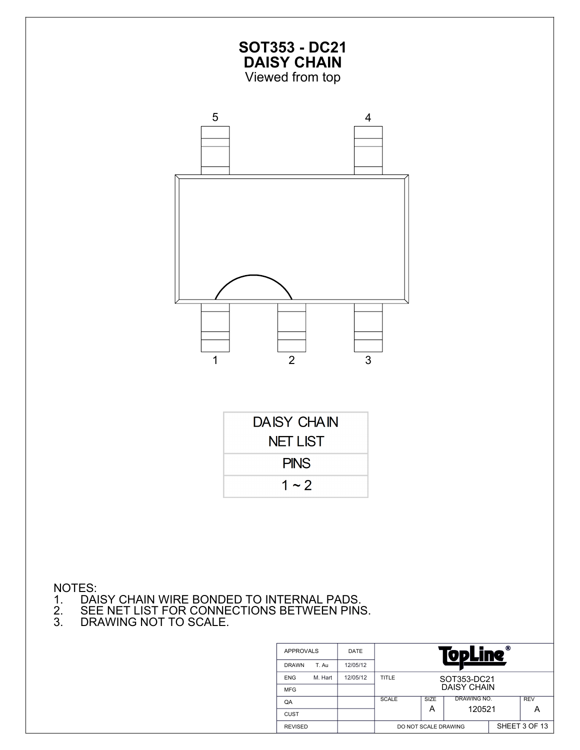# SOT353 - DC21
## DAISY CHAIN
Viewed from top

5 4

1 2 3

| DAISY CHAIN NET LIST |
|---|
| PINS |
| 1 ~ 2 |

NOTES:
1. DAISY CHAIN WIRE BONDED TO INTERNAL PADS.
2. SEE NET LIST FOR CONNECTIONS BETWEEN PINS.
3. DRAWING NOT TO SCALE.

| APPROVALS | | DATE | TopLine® | | | |
|---|---|---|---|---|---|---|
| DRAWN | T. Au | 12/05/12 | | | | |
| ENG | M. Hart | 12/05/12 | TITLE | SOT353-DC21 DAISY CHAIN | | |
| MFG | | | | | | |
| QA | | | SCALE | SIZE A | DRAWING NO. 120521 | REV A |
| CUST | | | | | | |
| REVISED | | | DO NOT SCALE DRAWING | | SHEET 3 OF 13 | |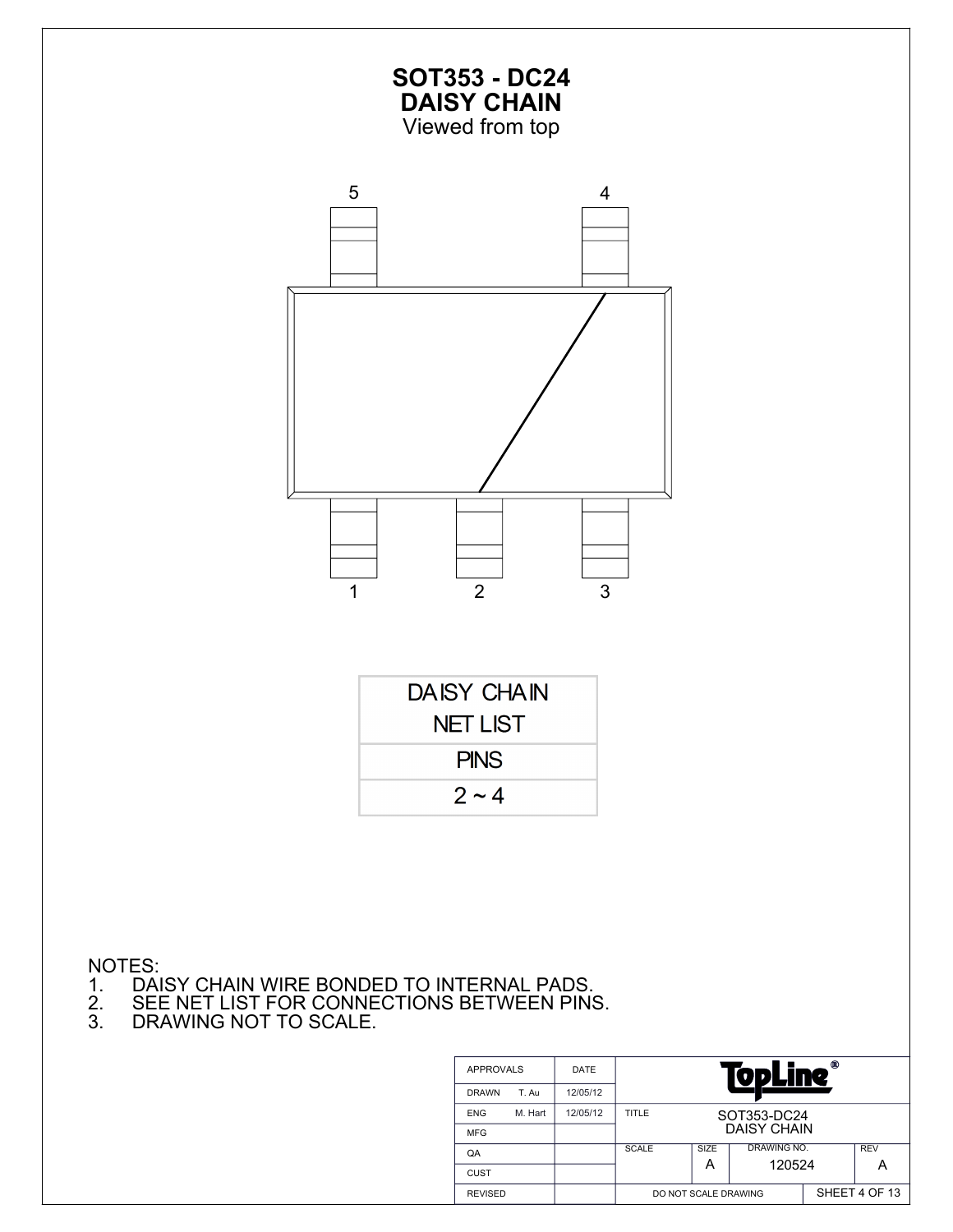# SOT353 - DC24
# DAISY CHAIN
Viewed from top

5 4

1 2 3

| DAISY CHAIN NET LIST |
| --- |
| PINS |
| 2 ~ 4 |

NOTES:
1. DAISY CHAIN WIRE BONDED TO INTERNAL PADS.
2. SEE NET LIST FOR CONNECTIONS BETWEEN PINS.
3. DRAWING NOT TO SCALE.

| APPROVALS | | DATE |
| --- | --- | --- |
| DRAWN | T. Au | 12/05/12 |
| ENG | M. Hart | 12/05/12 |
| MFG | | |
| QA | | |
| CUST | | |
| REVISED | | |

TopLine®

| TITLE | SOT353-DC24 DAISY CHAIN | | |
| --- | --- | --- | --- |
| SCALE | SIZE: A | DRAWING NO.: 120524 | REV: A |
| DO NOT SCALE DRAWING | | | |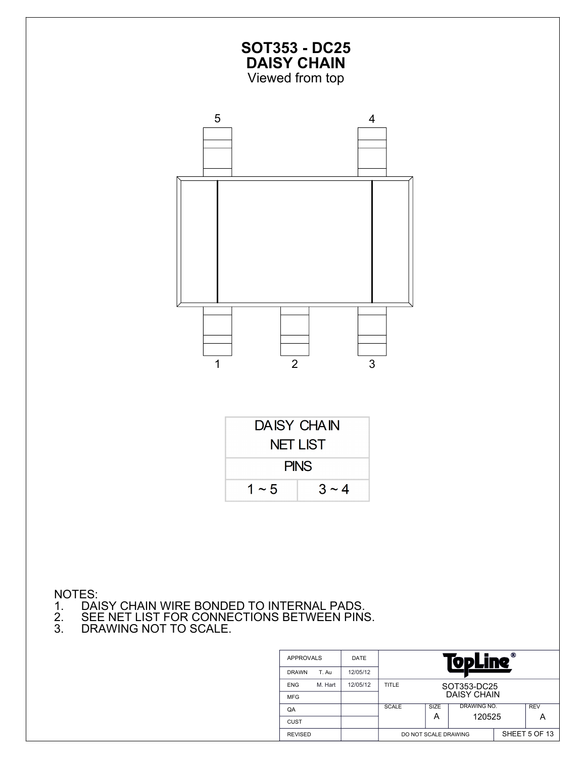# SOT353 - DC25
# DAISY CHAIN
Viewed from top

5 4

1 2 3

| DAISY CHAIN NET LIST | |
|---|---|
| PINS | |
| 1 ~ 5 | 3 ~ 4 |

NOTES:
1. DAISY CHAIN WIRE BONDED TO INTERNAL PADS.
2. SEE NET LIST FOR CONNECTIONS BETWEEN PINS.
3. DRAWING NOT TO SCALE.

| APPROVALS | | DATE | TopLine® | | | |
|---|---|---|---|---|---|---|
| DRAWN | T. Au | 12/05/12 | | | | |
| ENG | M. Hart | 12/05/12 | TITLE | SOT353-DC25 DAISY CHAIN | | |
| MFG | | | | | | |
| QA | | | SCALE | SIZE A | DRAWING NO. 120525 | REV A |
| CUST | | | | | | |
| REVISED | | | DO NOT SCALE DRAWING | | SHEET 5 OF 13 | |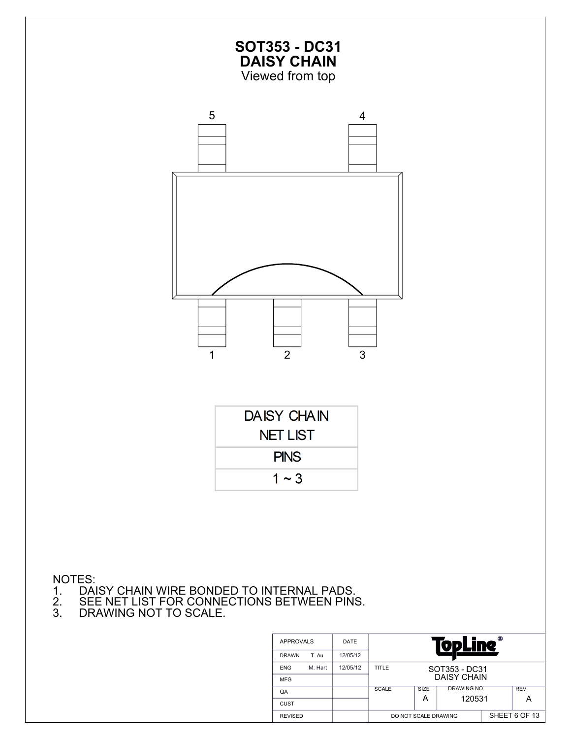# SOT353 - DC31
## DAISY CHAIN
Viewed from top

5 4

1 2 3

| DAISY CHAIN NET LIST |
| --- |
| PINS |
| 1 ~ 3 |

NOTES:
1. DAISY CHAIN WIRE BONDED TO INTERNAL PADS.
2. SEE NET LIST FOR CONNECTIONS BETWEEN PINS.
3. DRAWING NOT TO SCALE.

| APPROVALS | | DATE | TopLine® | | | |
| --- | --- | --- | --- | --- | --- | --- |
| DRAWN | T. Au | 12/05/12 | | | | |
| ENG | M. Hart | 12/05/12 | TITLE | SOT353 - DC31 DAISY CHAIN | | |
| MFG | | | | | | |
| QA | | | SCALE | SIZE A | DRAWING NO. 120531 | REV A |
| CUST | | | | | | |
| REVISED | | | DO NOT SCALE DRAWING | | SHEET 6 OF 13 | |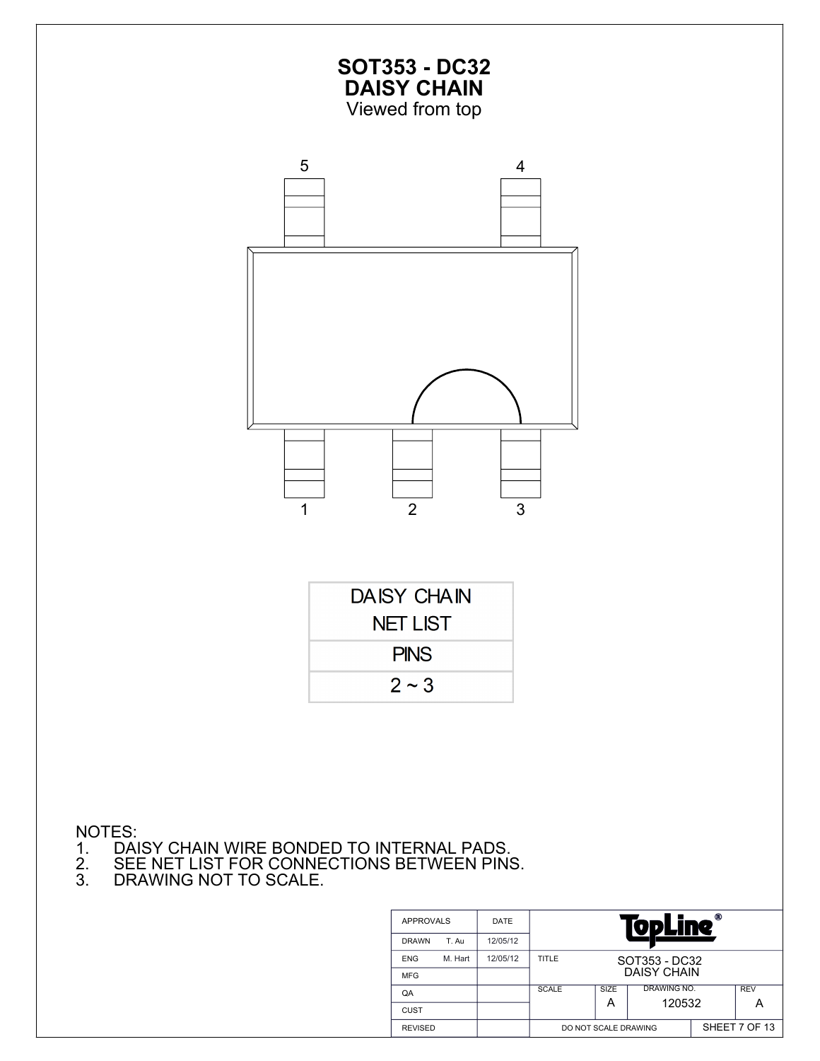# SOT353 - DC32
# DAISY CHAIN
Viewed from top

5 4

1 2 3

| DAISY CHAIN NET LIST |
|---|
| PINS |
| 2 ~ 3 |

NOTES:
1. DAISY CHAIN WIRE BONDED TO INTERNAL PADS.
2. SEE NET LIST FOR CONNECTIONS BETWEEN PINS.
3. DRAWING NOT TO SCALE.

| APPROVALS | | DATE | TopLine® | | | |
|---|---|---|---|---|---|---|
| DRAWN | T. Au | 12/05/12 | | | | |
| ENG | M. Hart | 12/05/12 | TITLE | SOT353 - DC32 DAISY CHAIN | | |
| MFG | | | | | | |
| QA | | | SCALE | SIZE A | DRAWING NO. 120532 | REV A |
| CUST | | | | | | |
| REVISED | | | DO NOT SCALE DRAWING | | SHEET 7 OF 13 | |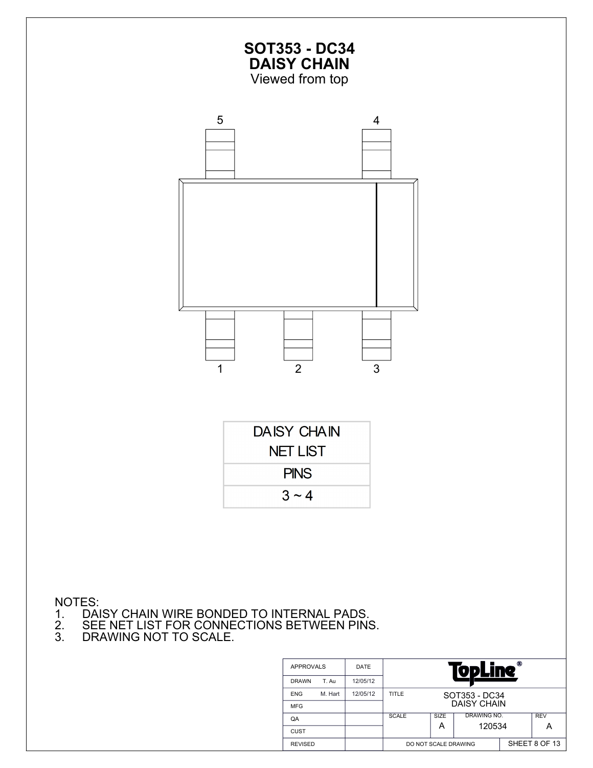# SOT353 - DC34
# DAISY CHAIN

Viewed from top

5 4

1 2 3

| DAISY CHAIN NET LIST |
| --- |
| PINS |
| 3 ~ 4 |

NOTES:
1. DAISY CHAIN WIRE BONDED TO INTERNAL PADS.
2. SEE NET LIST FOR CONNECTIONS BETWEEN PINS.
3. DRAWING NOT TO SCALE.

| APPROVALS | | DATE | TopLine® | | | |
| --- | --- | --- | --- | --- | --- | --- |
| DRAWN | T. Au | 12/05/12 | | | | |
| ENG | M. Hart | 12/05/12 | TITLE | SOT353 - DC34 DAISY CHAIN | | |
| MFG | | | | | | |
| QA | | | SCALE | SIZE A | DRAWING NO. 120534 | REV A |
| CUST | | | | | | |
| REVISED | | | DO NOT SCALE DRAWING | | SHEET 8 OF 13 | |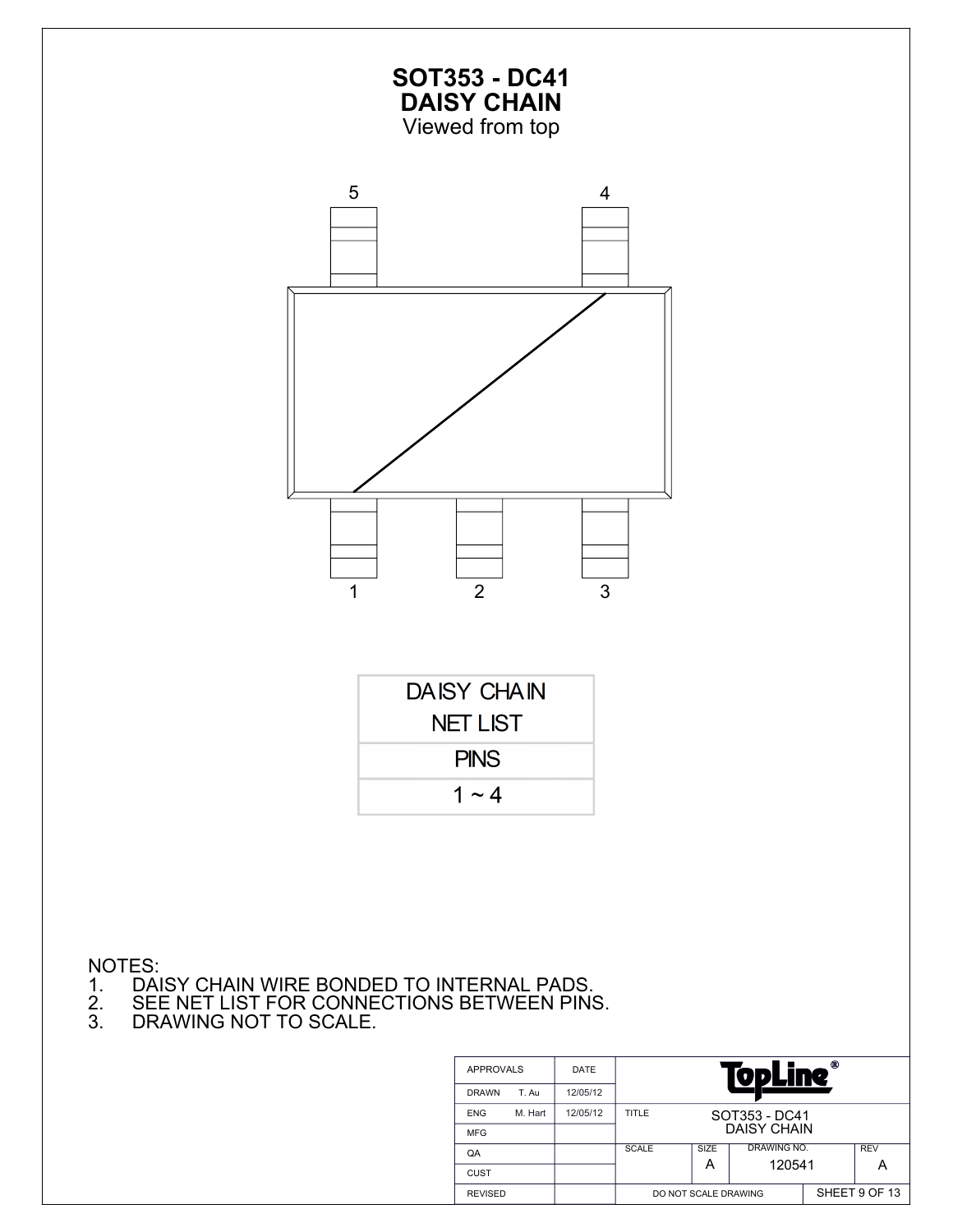# SOT353 - DC41
# DAISY CHAIN

Viewed from top

5 4

1 2 3

| DAISY CHAIN NET LIST |
| --- |
| PINS |
| 1 ~ 4 |

NOTES:

1. DAISY CHAIN WIRE BONDED TO INTERNAL PADS.
2. SEE NET LIST FOR CONNECTIONS BETWEEN PINS.
3. DRAWING NOT TO SCALE.

| APPROVALS | | DATE | TopLine® | | | |
| --- | --- | --- | --- | --- | --- | --- |
| DRAWN | T. Au | 12/05/12 | | | | |
| ENG | M. Hart | 12/05/12 | TITLE | SOT353 - DC41 DAISY CHAIN | | |
| MFG | | | | | | |
| QA | | | SCALE | SIZE A | DRAWING NO. 120541 | REV A |
| CUST | | | | | | |
| REVISED | | | DO NOT SCALE DRAWING | | | SHEET 9 OF 13 |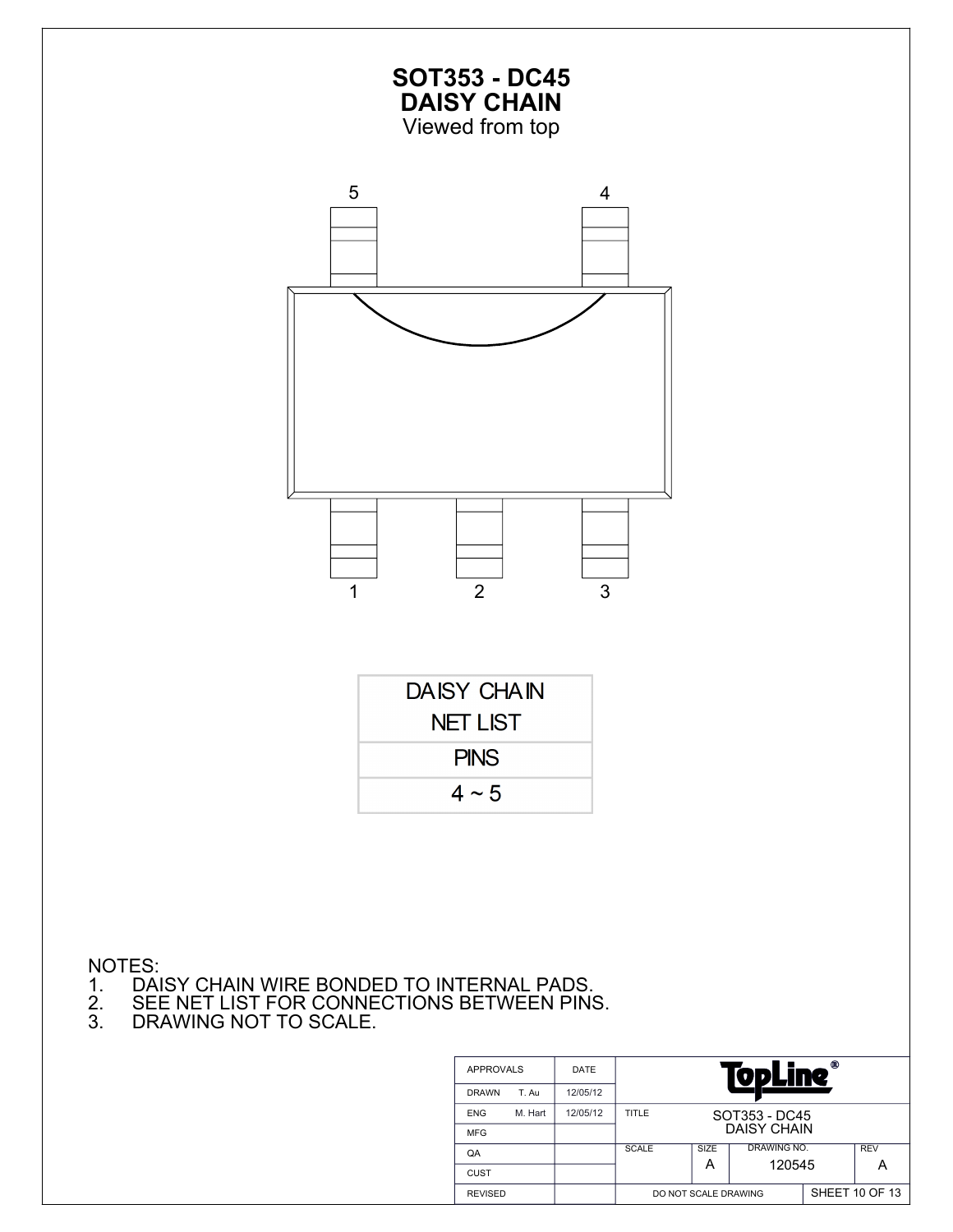# SOT353 - DC45
# DAISY CHAIN
Viewed from top

5 4

1 2 3

| DAISY CHAIN NET LIST |
|---|
| PINS |
| 4 ~ 5 |

NOTES:
1. DAISY CHAIN WIRE BONDED TO INTERNAL PADS.
2. SEE NET LIST FOR CONNECTIONS BETWEEN PINS.
3. DRAWING NOT TO SCALE.

| APPROVALS | | DATE | | | | |
|---|---|---|---|---|---|---|
| DRAWN | T. Au | 12/05/12 | TopLine® | | | |
| ENG | M. Hart | 12/05/12 | TITLE | SOT353 - DC45 DAISY CHAIN | | |
| MFG | | | | | | |
| QA | | | SCALE | SIZE A | DRAWING NO. 120545 | REV A |
| CUST | | | | | | |
| REVISED | | | DO NOT SCALE DRAWING | | SHEET 10 OF 13 | |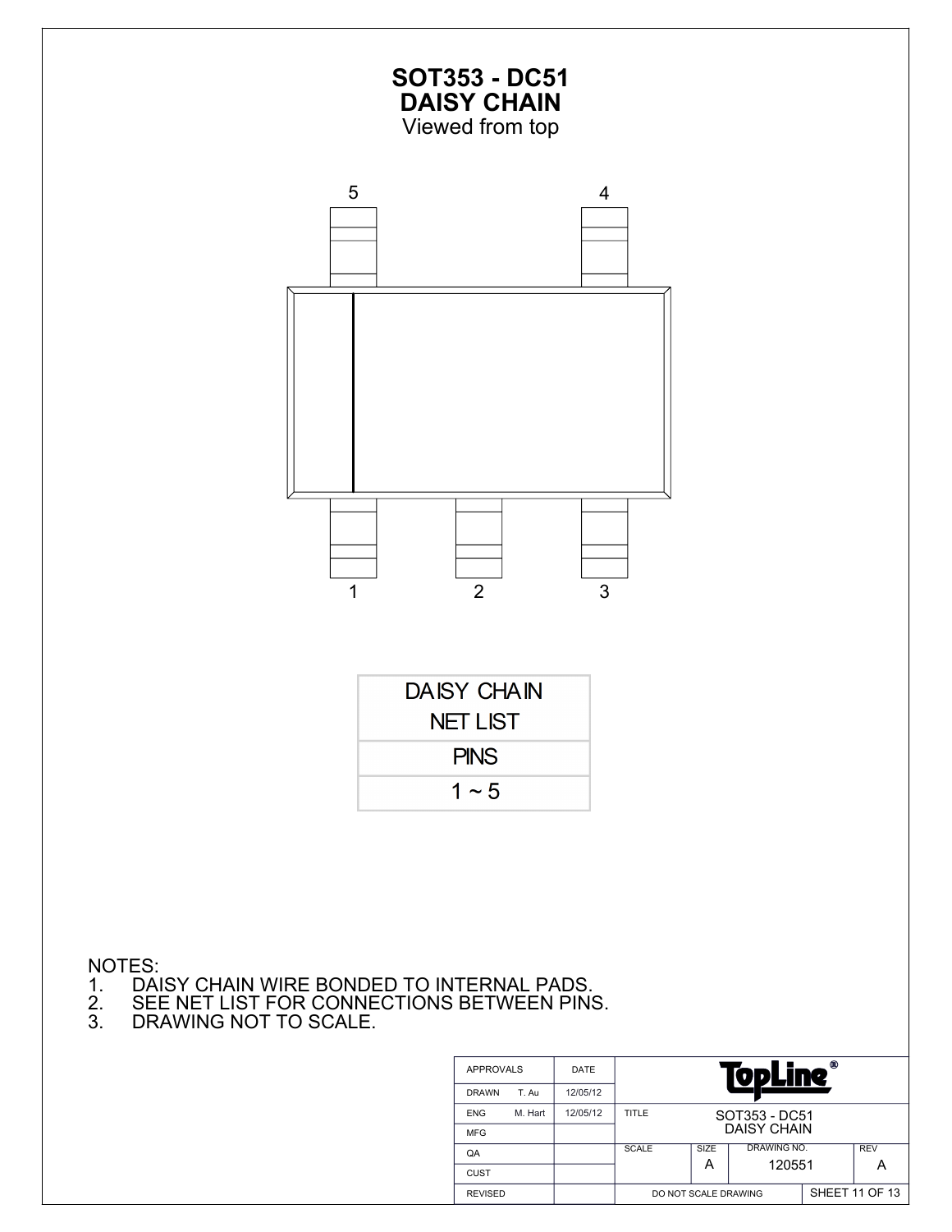# SOT353 - DC51
## DAISY CHAIN
Viewed from top

5 4

1 2 3

| DAISY CHAIN NET LIST |
|---|
| PINS |
| 1 ~ 5 |

NOTES:
1. DAISY CHAIN WIRE BONDED TO INTERNAL PADS.
2. SEE NET LIST FOR CONNECTIONS BETWEEN PINS.
3. DRAWING NOT TO SCALE.

| APPROVALS | | DATE | TopLine® | | | |
|---|---|---|---|---|---|---|
| DRAWN | T. Au | 12/05/12 | | | | |
| ENG | M. Hart | 12/05/12 | TITLE | SOT353 - DC51 DAISY CHAIN | | |
| MFG | | | | | | |
| QA | | | SCALE | SIZE A | DRAWING NO. 120551 | REV A |
| CUST | | | | | | |
| REVISED | | | DO NOT SCALE DRAWING | | SHEET 11 OF 13 | |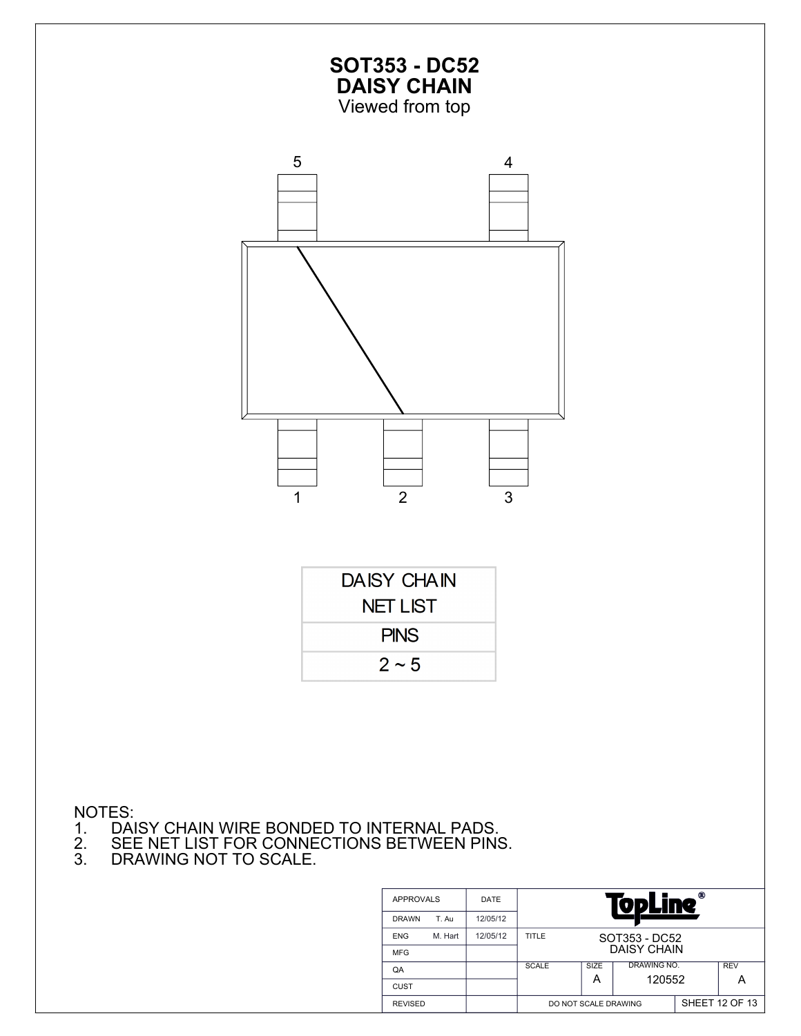# SOT353 - DC52
# DAISY CHAIN
Viewed from top

5 4

1 2 3

| DAISY CHAIN NET LIST |
|---|
| PINS |
| 2 ~ 5 |

NOTES:
1. DAISY CHAIN WIRE BONDED TO INTERNAL PADS.
2. SEE NET LIST FOR CONNECTIONS BETWEEN PINS.
3. DRAWING NOT TO SCALE.

| APPROVALS | | DATE | TopLine® | | | |
|---|---|---|---|---|---|---|
| DRAWN | T. Au | 12/05/12 | | | | |
| ENG | M. Hart | 12/05/12 | TITLE | SOT353 - DC52 DAISY CHAIN | | |
| MFG | | | | | | |
| QA | | | SCALE | SIZE A | DRAWING NO. 120552 | REV A |
| CUST | | | | | | |
| REVISED | | | DO NOT SCALE DRAWING | | SHEET 12 OF 13 | |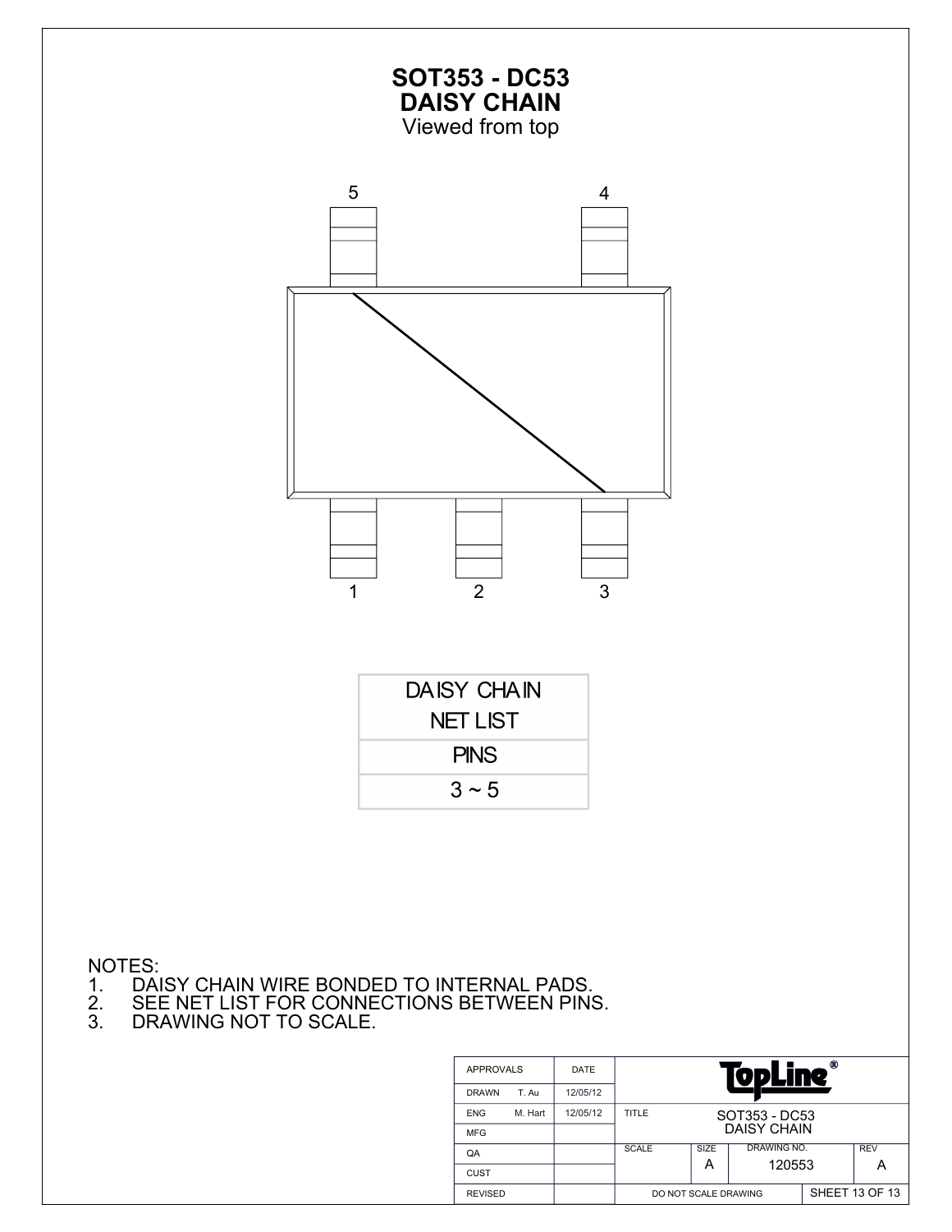# SOT353 - DC53
# DAISY CHAIN
Viewed from top

5
4

1
2
3

| DAISY CHAIN NET LIST |
|---|
| PINS |
| 3 ~ 5 |

NOTES:
1. DAISY CHAIN WIRE BONDED TO INTERNAL PADS.
2. SEE NET LIST FOR CONNECTIONS BETWEEN PINS.
3. DRAWING NOT TO SCALE.

| APPROVALS | | DATE | | | | |
|---|---|---|---|---|---|---|
| DRAWN | T. Au | 12/05/12 | TopLine® | | | |
| ENG | M. Hart | 12/05/12 | TITLE | SOT353 - DC53 DAISY CHAIN | | |
| MFG | | | | | | |
| QA | | | SCALE | SIZE A | DRAWING NO. 120553 | REV A |
| CUST | | | | | | |
| REVISED | | | DO NOT SCALE DRAWING | | SHEET 13 OF 13 | |